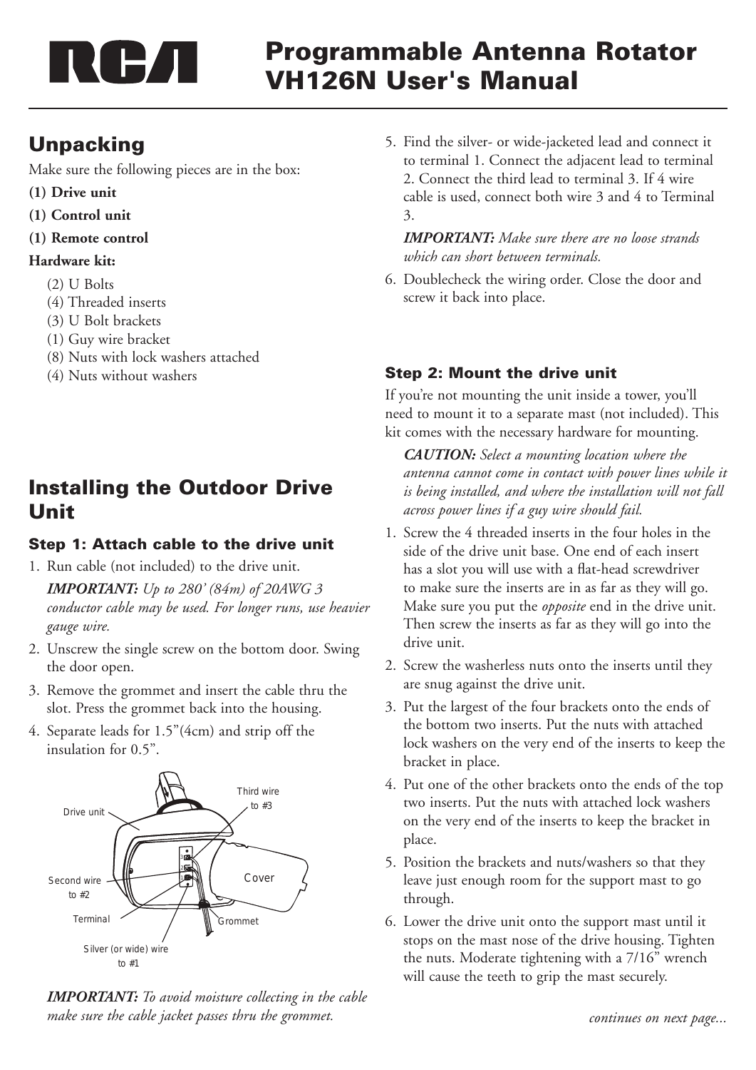# Programmable Antenna Rotator VH126N User's Manual

## Unpacking

Make sure the following pieces are in the box:

**(1) Drive unit**

**(1) Control unit**

**(1) Remote control**

**Hardware kit:**

- (2) U Bolts
- (4) Threaded inserts
- (3) U Bolt brackets
- (1) Guy wire bracket
- (8) Nuts with lock washers attached
- (4) Nuts without washers

## Installing the Outdoor Drive Unit

### Step 1: Attach cable to the drive unit

1. Run cable (not included) to the drive unit.

   ***IMPORTANT:*** *Up to 280' (84m) of 20AWG 3 conductor cable may be used. For longer runs, use heavier gauge wire.*

2. Unscrew the single screw on the bottom door. Swing the door open.
3. Remove the grommet and insert the cable thru the slot. Press the grommet back into the housing.
4. Separate leads for 1.5"(4cm) and strip off the insulation for 0.5".

Drive unit, Third wire to #3, Second wire to #2, Cover, Terminal, Grommet, Silver (or wide) wire to #1

***IMPORTANT:*** *To avoid moisture collecting in the cable make sure the cable jacket passes thru the grommet.*

5. Find the silver- or wide-jacketed lead and connect it to terminal 1. Connect the adjacent lead to terminal 2. Connect the third lead to terminal 3. If 4 wire cable is used, connect both wire 3 and 4 to Terminal 3.

   ***IMPORTANT:*** *Make sure there are no loose strands which can short between terminals.*

6. Doublecheck the wiring order. Close the door and screw it back into place.

### Step 2: Mount the drive unit

If you're not mounting the unit inside a tower, you'll need to mount it to a separate mast (not included). This kit comes with the necessary hardware for mounting.

***CAUTION:*** *Select a mounting location where the antenna cannot come in contact with power lines while it is being installed, and where the installation will not fall across power lines if a guy wire should fail.*

1. Screw the 4 threaded inserts in the four holes in the side of the drive unit base. One end of each insert has a slot you will use with a flat-head screwdriver to make sure the inserts are in as far as they will go. Make sure you put the *opposite* end in the drive unit. Then screw the inserts as far as they will go into the drive unit.
2. Screw the washerless nuts onto the inserts until they are snug against the drive unit.
3. Put the largest of the four brackets onto the ends of the bottom two inserts. Put the nuts with attached lock washers on the very end of the inserts to keep the bracket in place.
4. Put one of the other brackets onto the ends of the top two inserts. Put the nuts with attached lock washers on the very end of the inserts to keep the bracket in place.
5. Position the brackets and nuts/washers so that they leave just enough room for the support mast to go through.
6. Lower the drive unit onto the support mast until it stops on the mast nose of the drive housing. Tighten the nuts. Moderate tightening with a 7/16" wrench will cause the teeth to grip the mast securely.

*continues on next page...*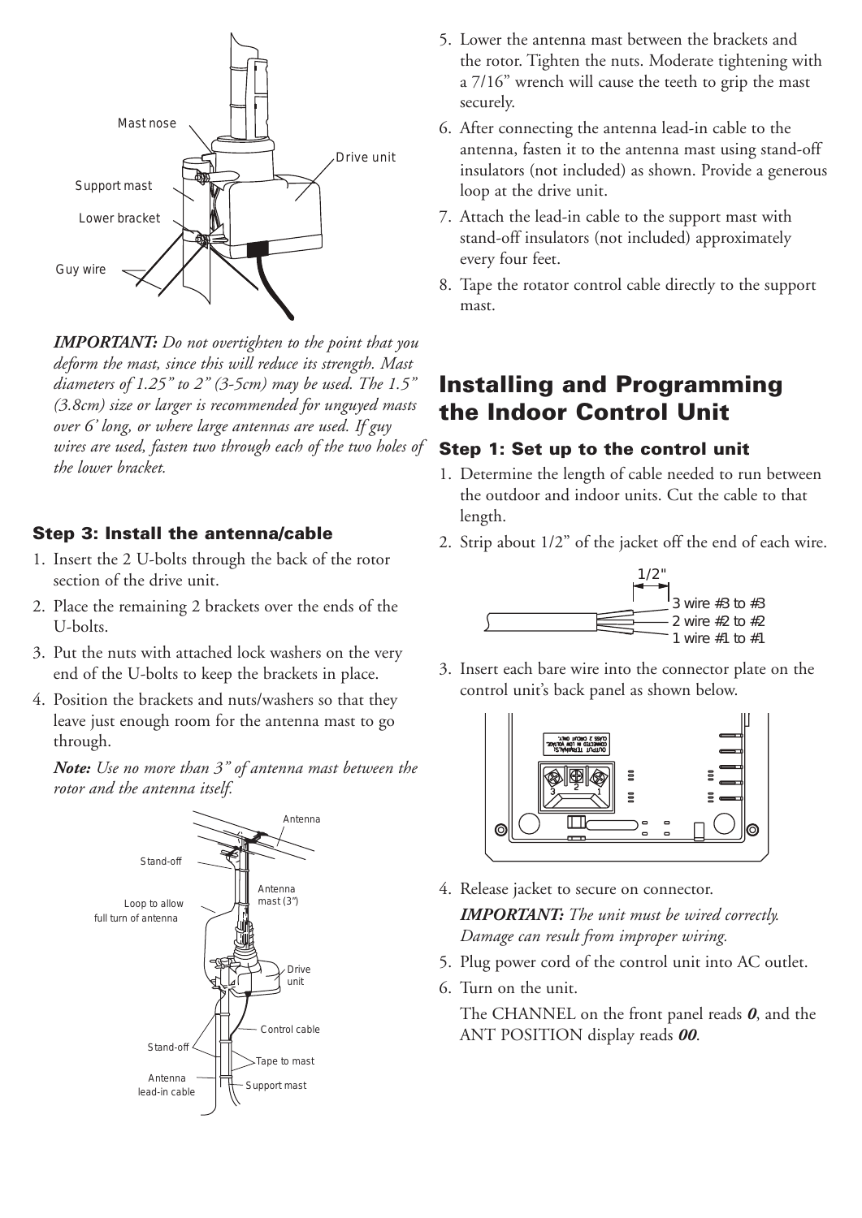*IMPORTANT: Do not overtighten to the point that you deform the mast, since this will reduce its strength. Mast diameters of 1.25" to 2" (3-5cm) may be used. The 1.5" (3.8cm) size or larger is recommended for unguyed masts over 6' long, or where large antennas are used. If guy wires are used, fasten two through each of the two holes of the lower bracket.*

### Step 3: Install the antenna/cable

1. Insert the 2 U-bolts through the back of the rotor section of the drive unit.
2. Place the remaining 2 brackets over the ends of the U-bolts.
3. Put the nuts with attached lock washers on the very end of the U-bolts to keep the brackets in place.
4. Position the brackets and nuts/washers so that they leave just enough room for the antenna mast to go through.

   ***Note:*** *Use no more than 3" of antenna mast between the rotor and the antenna itself.*

5. Lower the antenna mast between the brackets and the rotor. Tighten the nuts. Moderate tightening with a 7/16" wrench will cause the teeth to grip the mast securely.
6. After connecting the antenna lead-in cable to the antenna, fasten it to the antenna mast using stand-off insulators (not included) as shown. Provide a generous loop at the drive unit.
7. Attach the lead-in cable to the support mast with stand-off insulators (not included) approximately every four feet.
8. Tape the rotator control cable directly to the support mast.

## Installing and Programming the Indoor Control Unit

### Step 1: Set up to the control unit

1. Determine the length of cable needed to run between the outdoor and indoor units. Cut the cable to that length.
2. Strip about 1/2" of the jacket off the end of each wire.
3. Insert each bare wire into the connector plate on the control unit's back panel as shown below.
4. Release jacket to secure on connector.

   ***IMPORTANT:*** *The unit must be wired correctly. Damage can result from improper wiring.*

5. Plug power cord of the control unit into AC outlet.
6. Turn on the unit.

   The CHANNEL on the front panel reads ***0***, and the ANT POSITION display reads ***00***.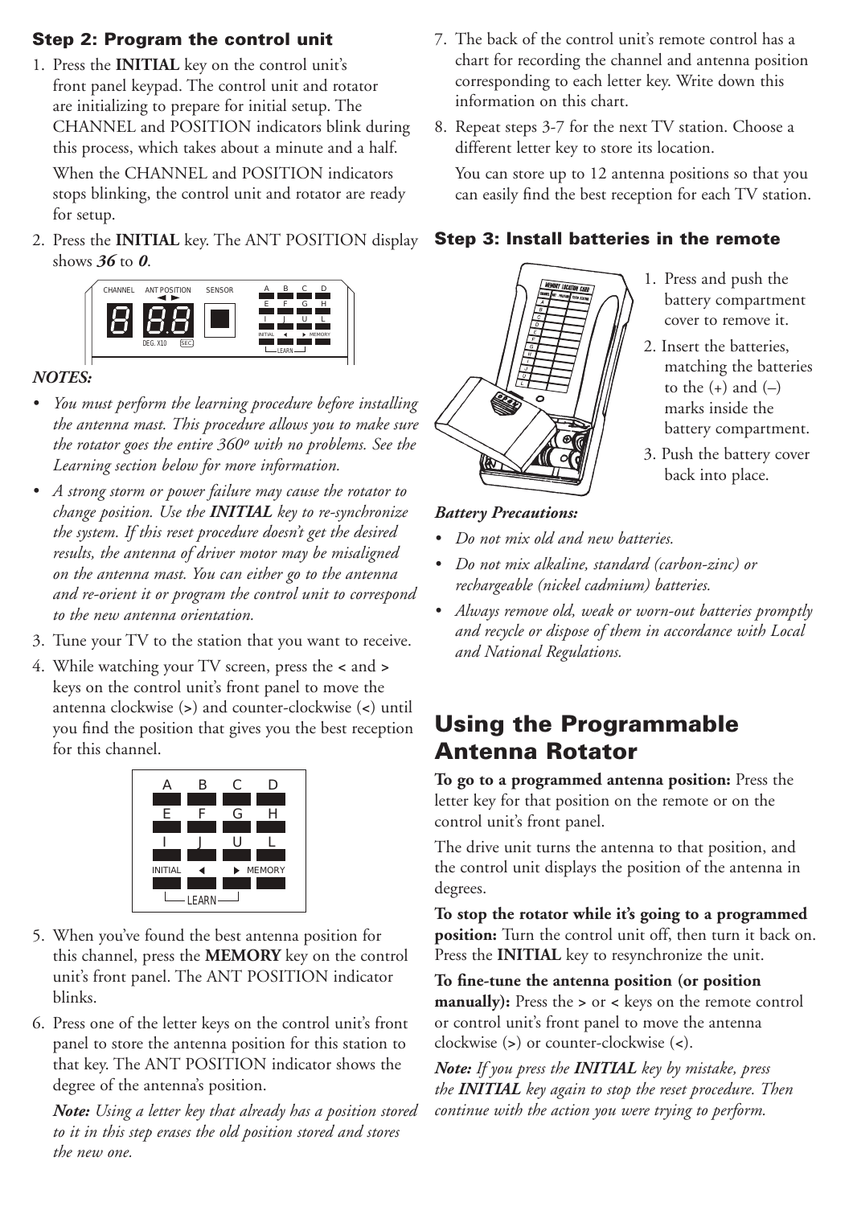### Step 2: Program the control unit

1. Press the **INITIAL** key on the control unit's front panel keypad. The control unit and rotator are initializing to prepare for initial setup. The CHANNEL and POSITION indicators blink during this process, which takes about a minute and a half.

   When the CHANNEL and POSITION indicators stops blinking, the control unit and rotator are ready for setup.

2. Press the **INITIAL** key. The ANT POSITION display shows ***36*** to ***0***.

*NOTES:*

- *You must perform the learning procedure before installing the antenna mast. This procedure allows you to make sure the rotator goes the entire 360º with no problems. See the Learning section below for more information.*
- *A strong storm or power failure may cause the rotator to change position. Use the **INITIAL** key to re-synchronize the system. If this reset procedure doesn't get the desired results, the antenna of driver motor may be misaligned on the antenna mast. You can either go to the antenna and re-orient it or program the control unit to correspond to the new antenna orientation.*

3. Tune your TV to the station that you want to receive.
4. While watching your TV screen, press the < and > keys on the control unit's front panel to move the antenna clockwise (>) and counter-clockwise (<) until you find the position that gives you the best reception for this channel.
5. When you've found the best antenna position for this channel, press the **MEMORY** key on the control unit's front panel. The ANT POSITION indicator blinks.
6. Press one of the letter keys on the control unit's front panel to store the antenna position for this station to that key. The ANT POSITION indicator shows the degree of the antenna's position.

   ***Note:*** *Using a letter key that already has a position stored to it in this step erases the old position stored and stores the new one.*

7. The back of the control unit's remote control has a chart for recording the channel and antenna position corresponding to each letter key. Write down this information on this chart.
8. Repeat steps 3-7 for the next TV station. Choose a different letter key to store its location.

   You can store up to 12 antenna positions so that you can easily find the best reception for each TV station.

### Step 3: Install batteries in the remote

1. Press and push the battery compartment cover to remove it.
2. Insert the batteries, matching the batteries to the (+) and (–) marks inside the battery compartment.
3. Push the battery cover back into place.

*Battery Precautions:*

- *Do not mix old and new batteries.*
- *Do not mix alkaline, standard (carbon-zinc) or rechargeable (nickel cadmium) batteries.*
- *Always remove old, weak or worn-out batteries promptly and recycle or dispose of them in accordance with Local and National Regulations.*

## Using the Programmable Antenna Rotator

**To go to a programmed antenna position:** Press the letter key for that position on the remote or on the control unit's front panel.

The drive unit turns the antenna to that position, and the control unit displays the position of the antenna in degrees.

**To stop the rotator while it's going to a programmed position:** Turn the control unit off, then turn it back on. Press the **INITIAL** key to resynchronize the unit.

**To fine-tune the antenna position (or position manually):** Press the > or < keys on the remote control or control unit's front panel to move the antenna clockwise (>) or counter-clockwise (<).

***Note:*** *If you press the **INITIAL** key by mistake, press the **INITIAL** key again to stop the reset procedure. Then continue with the action you were trying to perform.*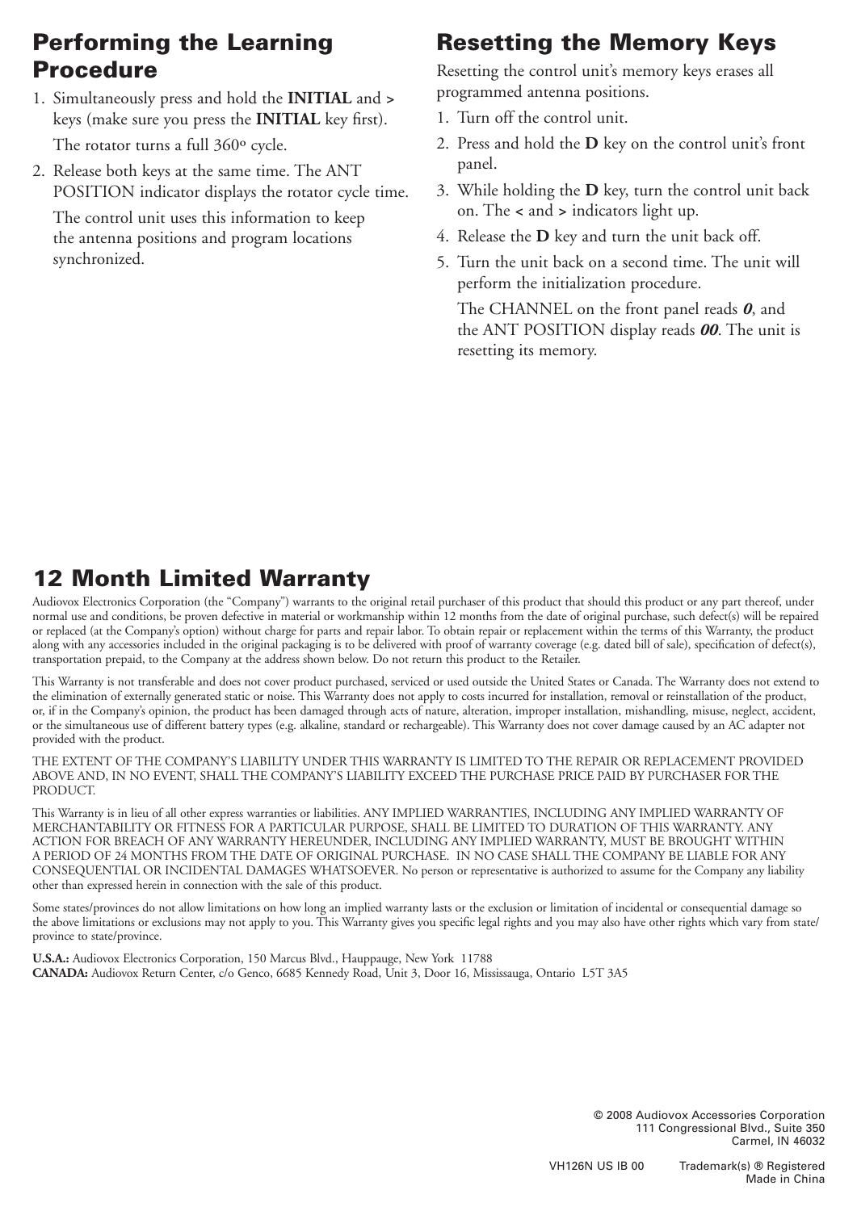## Performing the Learning Procedure

1. Simultaneously press and hold the **INITIAL** and **>** keys (make sure you press the **INITIAL** key first).

   The rotator turns a full 360º cycle.

2. Release both keys at the same time. The ANT POSITION indicator displays the rotator cycle time.

   The control unit uses this information to keep the antenna positions and program locations synchronized.

## Resetting the Memory Keys

Resetting the control unit's memory keys erases all programmed antenna positions.

1. Turn off the control unit.
2. Press and hold the **D** key on the control unit's front panel.
3. While holding the **D** key, turn the control unit back on. The **<** and **>** indicators light up.
4. Release the **D** key and turn the unit back off.
5. Turn the unit back on a second time. The unit will perform the initialization procedure.

   The CHANNEL on the front panel reads ***0***, and the ANT POSITION display reads ***00***. The unit is resetting its memory.

## 12 Month Limited Warranty

Audiovox Electronics Corporation (the "Company") warrants to the original retail purchaser of this product that should this product or any part thereof, under normal use and conditions, be proven defective in material or workmanship within 12 months from the date of original purchase, such defect(s) will be repaired or replaced (at the Company's option) without charge for parts and repair labor. To obtain repair or replacement within the terms of this Warranty, the product along with any accessories included in the original packaging is to be delivered with proof of warranty coverage (e.g. dated bill of sale), specification of defect(s), transportation prepaid, to the Company at the address shown below. Do not return this product to the Retailer.

This Warranty is not transferable and does not cover product purchased, serviced or used outside the United States or Canada. The Warranty does not extend to the elimination of externally generated static or noise. This Warranty does not apply to costs incurred for installation, removal or reinstallation of the product, or, if in the Company's opinion, the product has been damaged through acts of nature, alteration, improper installation, mishandling, misuse, neglect, accident, or the simultaneous use of different battery types (e.g. alkaline, standard or rechargeable). This Warranty does not cover damage caused by an AC adapter not provided with the product.

THE EXTENT OF THE COMPANY'S LIABILITY UNDER THIS WARRANTY IS LIMITED TO THE REPAIR OR REPLACEMENT PROVIDED ABOVE AND, IN NO EVENT, SHALL THE COMPANY'S LIABILITY EXCEED THE PURCHASE PRICE PAID BY PURCHASER FOR THE PRODUCT.

This Warranty is in lieu of all other express warranties or liabilities. ANY IMPLIED WARRANTIES, INCLUDING ANY IMPLIED WARRANTY OF MERCHANTABILITY OR FITNESS FOR A PARTICULAR PURPOSE, SHALL BE LIMITED TO DURATION OF THIS WARRANTY. ANY ACTION FOR BREACH OF ANY WARRANTY HEREUNDER, INCLUDING ANY IMPLIED WARRANTY, MUST BE BROUGHT WITHIN A PERIOD OF 24 MONTHS FROM THE DATE OF ORIGINAL PURCHASE. IN NO CASE SHALL THE COMPANY BE LIABLE FOR ANY CONSEQUENTIAL OR INCIDENTAL DAMAGES WHATSOEVER. No person or representative is authorized to assume for the Company any liability other than expressed herein in connection with the sale of this product.

Some states/provinces do not allow limitations on how long an implied warranty lasts or the exclusion or limitation of incidental or consequential damage so the above limitations or exclusions may not apply to you. This Warranty gives you specific legal rights and you may also have other rights which vary from state/province to state/province.

**U.S.A.:** Audiovox Electronics Corporation, 150 Marcus Blvd., Hauppauge, New York 11788
**CANADA:** Audiovox Return Center, c/o Genco, 6685 Kennedy Road, Unit 3, Door 16, Mississauga, Ontario L5T 3A5

© 2008 Audiovox Accessories Corporation
111 Congressional Blvd., Suite 350
Carmel, IN 46032

VH126N US IB 00 Trademark(s) ® Registered
Made in China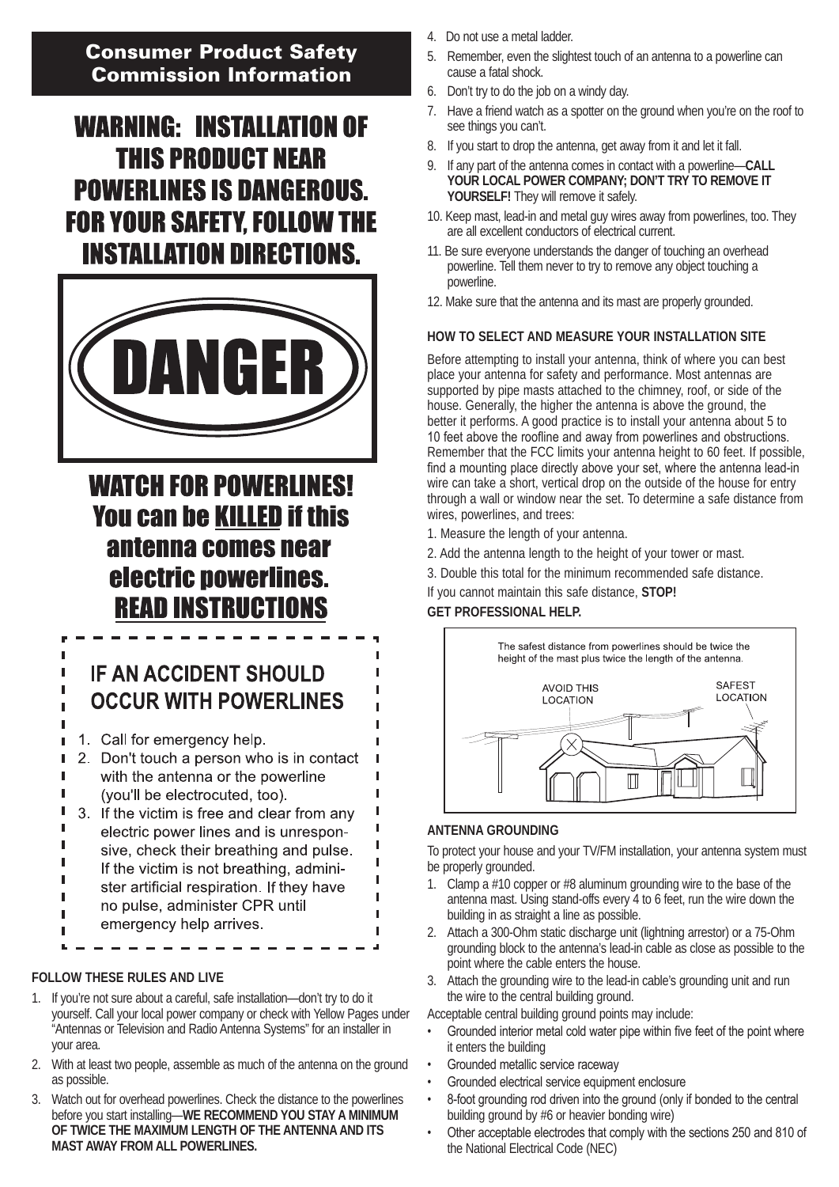## Consumer Product Safety Commission Information

# WARNING: INSTALLATION OF THIS PRODUCT NEAR POWERLINES IS DANGEROUS. FOR YOUR SAFETY, FOLLOW THE INSTALLATION DIRECTIONS.

DANGER

## WATCH FOR POWERLINES! You can be KILLED if this antenna comes near electric powerlines. READ INSTRUCTIONS

### IF AN ACCIDENT SHOULD OCCUR WITH POWERLINES

1. Call for emergency help.
2. Don't touch a person who is in contact with the antenna or the powerline (you'll be electrocuted, too).
3. If the victim is free and clear from any electric power lines and is unresponsive, check their breathing and pulse. If the victim is not breathing, administer artificial respiration. If they have no pulse, administer CPR until emergency help arrives.

**FOLLOW THESE RULES AND LIVE**

1. If you're not sure about a careful, safe installation—don't try to do it yourself. Call your local power company or check with Yellow Pages under "Antennas or Television and Radio Antenna Systems" for an installer in your area.
2. With at least two people, assemble as much of the antenna on the ground as possible.
3. Watch out for overhead powerlines. Check the distance to the powerlines before you start installing—**WE RECOMMEND YOU STAY A MINIMUM OF TWICE THE MAXIMUM LENGTH OF THE ANTENNA AND ITS MAST AWAY FROM ALL POWERLINES.**
4. Do not use a metal ladder.
5. Remember, even the slightest touch of an antenna to a powerline can cause a fatal shock.
6. Don't try to do the job on a windy day.
7. Have a friend watch as a spotter on the ground when you're on the roof to see things you can't.
8. If you start to drop the antenna, get away from it and let it fall.
9. If any part of the antenna comes in contact with a powerline—**CALL YOUR LOCAL POWER COMPANY; DON'T TRY TO REMOVE IT YOURSELF!** They will remove it safely.
10. Keep mast, lead-in and metal guy wires away from powerlines, too. They are all excellent conductors of electrical current.
11. Be sure everyone understands the danger of touching an overhead powerline. Tell them never to try to remove any object touching a powerline.
12. Make sure that the antenna and its mast are properly grounded.

**HOW TO SELECT AND MEASURE YOUR INSTALLATION SITE**

Before attempting to install your antenna, think of where you can best place your antenna for safety and performance. Most antennas are supported by pipe masts attached to the chimney, roof, or side of the house. Generally, the higher the antenna is above the ground, the better it performs. A good practice is to install your antenna about 5 to 10 feet above the roofline and away from powerlines and obstructions. Remember that the FCC limits your antenna height to 60 feet. If possible, find a mounting place directly above your set, where the antenna lead-in wire can take a short, vertical drop on the outside of the house for entry through a wall or window near the set. To determine a safe distance from wires, powerlines, and trees:

1. Measure the length of your antenna.
2. Add the antenna length to the height of your tower or mast.
3. Double this total for the minimum recommended safe distance.

If you cannot maintain this safe distance, **STOP!**

**GET PROFESSIONAL HELP.**

The safest distance from powerlines should be twice the height of the mast plus twice the length of the antenna.

AVOID THIS LOCATION

SAFEST LOCATION

**ANTENNA GROUNDING**

To protect your house and your TV/FM installation, your antenna system must be properly grounded.

1. Clamp a #10 copper or #8 aluminum grounding wire to the base of the antenna mast. Using stand-offs every 4 to 6 feet, run the wire down the building in as straight a line as possible.
2. Attach a 300-Ohm static discharge unit (lightning arrestor) or a 75-Ohm grounding block to the antenna's lead-in cable as close as possible to the point where the cable enters the house.
3. Attach the grounding wire to the lead-in cable's grounding unit and run the wire to the central building ground.

Acceptable central building ground points may include:

- Grounded interior metal cold water pipe within five feet of the point where it enters the building
- Grounded metallic service raceway
- Grounded electrical service equipment enclosure
- 8-foot grounding rod driven into the ground (only if bonded to the central building ground by #6 or heavier bonding wire)
- Other acceptable electrodes that comply with the sections 250 and 810 of the National Electrical Code (NEC)